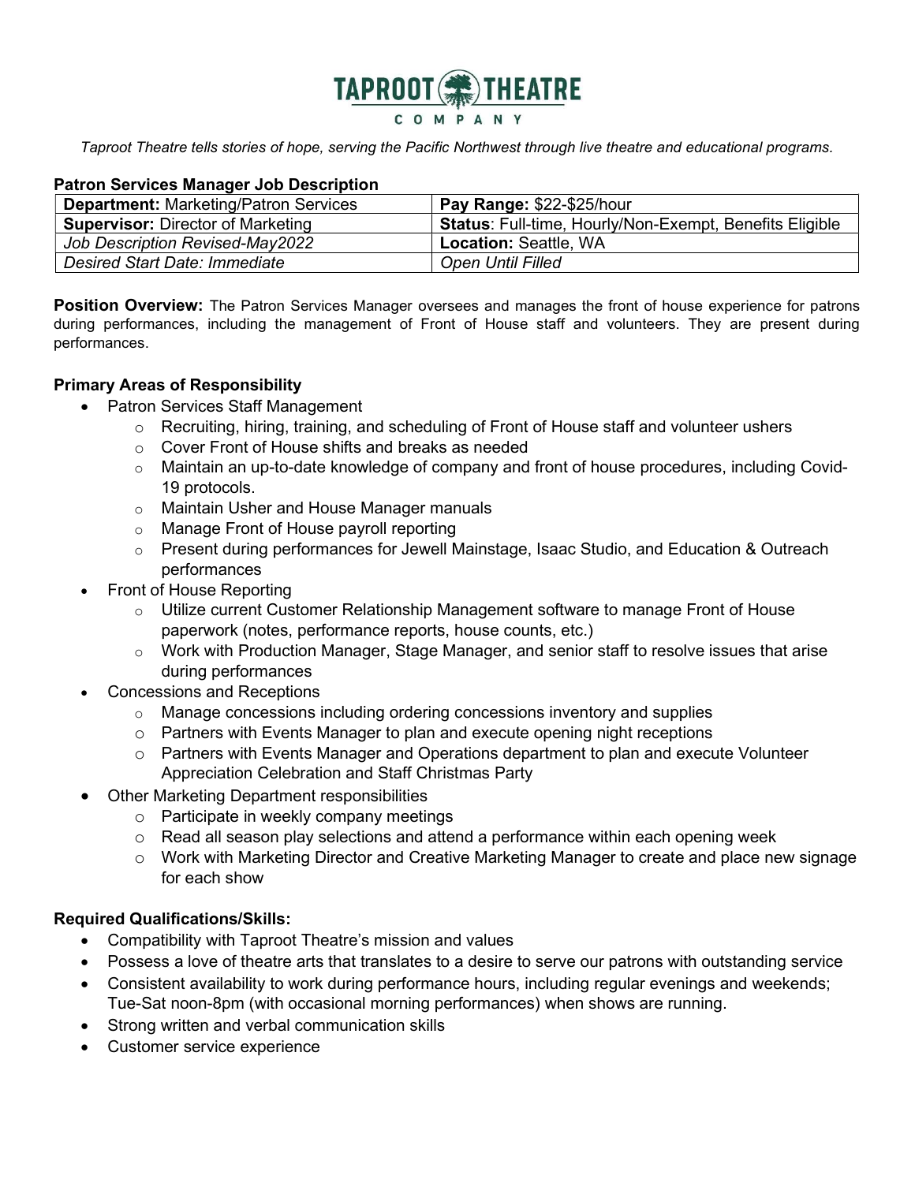# TAPROOT THEATRE COMPANY

*Taproot Theatre tells stories of hope, serving the Pacific Northwest through live theatre and educational programs.*

## Patron Services Manager Job Description

| **Department:** Marketing/Patron Services | **Pay Range:** $22-$25/hour |
|---|---|
| **Supervisor:** Director of Marketing | **Status**: Full-time, Hourly/Non-Exempt, Benefits Eligible |
| *Job Description Revised-May2022* | **Location:** Seattle, WA |
| *Desired Start Date: Immediate* | *Open Until Filled* |

**Position Overview:** The Patron Services Manager oversees and manages the front of house experience for patrons during performances, including the management of Front of House staff and volunteers. They are present during performances.

### Primary Areas of Responsibility

- Patron Services Staff Management
  - Recruiting, hiring, training, and scheduling of Front of House staff and volunteer ushers
  - Cover Front of House shifts and breaks as needed
  - Maintain an up-to-date knowledge of company and front of house procedures, including Covid-19 protocols.
  - Maintain Usher and House Manager manuals
  - Manage Front of House payroll reporting
  - Present during performances for Jewell Mainstage, Isaac Studio, and Education & Outreach performances
- Front of House Reporting
  - Utilize current Customer Relationship Management software to manage Front of House paperwork (notes, performance reports, house counts, etc.)
  - Work with Production Manager, Stage Manager, and senior staff to resolve issues that arise during performances
- Concessions and Receptions
  - Manage concessions including ordering concessions inventory and supplies
  - Partners with Events Manager to plan and execute opening night receptions
  - Partners with Events Manager and Operations department to plan and execute Volunteer Appreciation Celebration and Staff Christmas Party
- Other Marketing Department responsibilities
  - Participate in weekly company meetings
  - Read all season play selections and attend a performance within each opening week
  - Work with Marketing Director and Creative Marketing Manager to create and place new signage for each show

### Required Qualifications/Skills:

- Compatibility with Taproot Theatre's mission and values
- Possess a love of theatre arts that translates to a desire to serve our patrons with outstanding service
- Consistent availability to work during performance hours, including regular evenings and weekends; Tue-Sat noon-8pm (with occasional morning performances) when shows are running.
- Strong written and verbal communication skills
- Customer service experience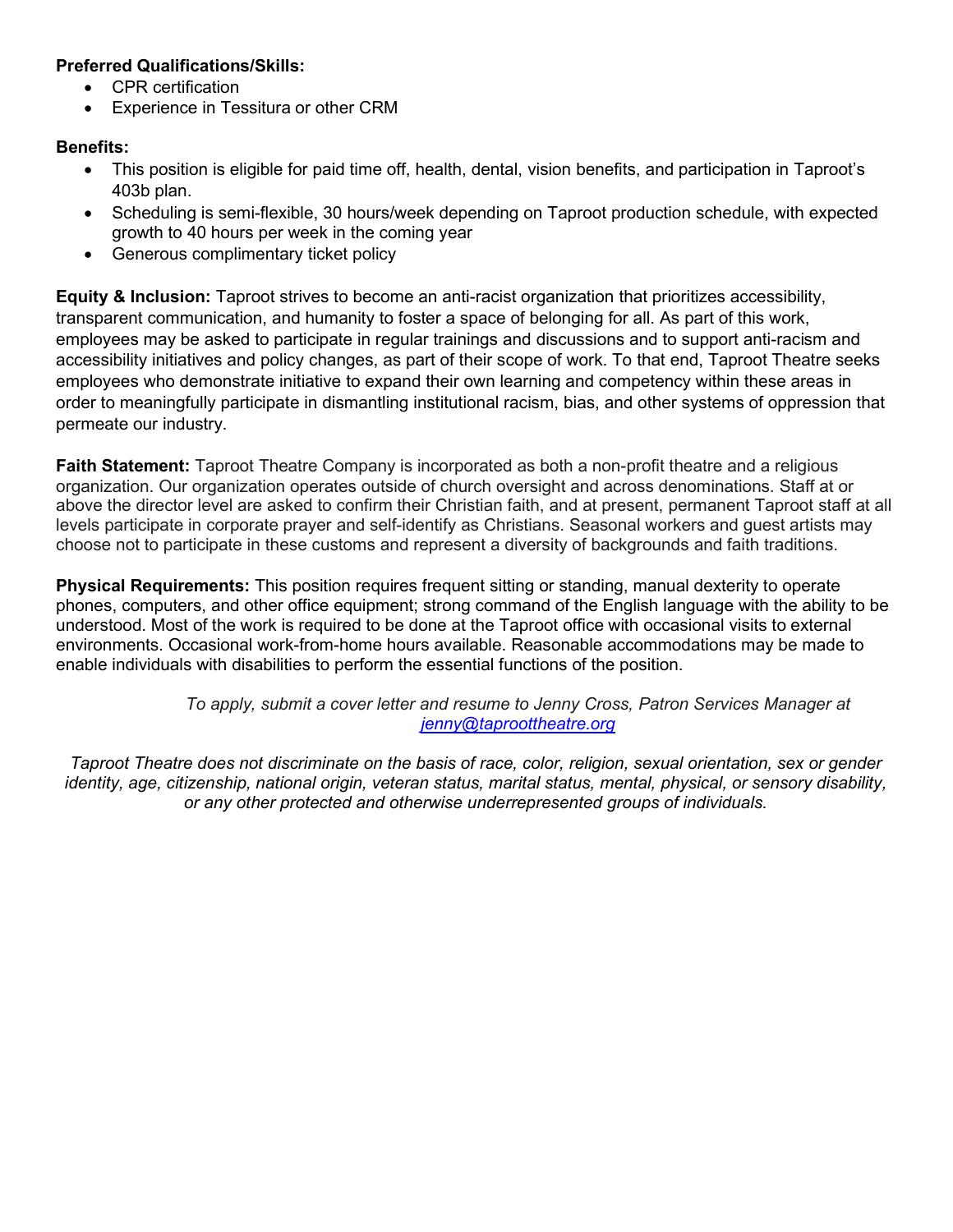**Preferred Qualifications/Skills:**

- CPR certification
- Experience in Tessitura or other CRM

**Benefits:**

- This position is eligible for paid time off, health, dental, vision benefits, and participation in Taproot's 403b plan.
- Scheduling is semi-flexible, 30 hours/week depending on Taproot production schedule, with expected growth to 40 hours per week in the coming year
- Generous complimentary ticket policy

**Equity & Inclusion:** Taproot strives to become an anti-racist organization that prioritizes accessibility, transparent communication, and humanity to foster a space of belonging for all. As part of this work, employees may be asked to participate in regular trainings and discussions and to support anti-racism and accessibility initiatives and policy changes, as part of their scope of work. To that end, Taproot Theatre seeks employees who demonstrate initiative to expand their own learning and competency within these areas in order to meaningfully participate in dismantling institutional racism, bias, and other systems of oppression that permeate our industry.

**Faith Statement:** Taproot Theatre Company is incorporated as both a non-profit theatre and a religious organization. Our organization operates outside of church oversight and across denominations. Staff at or above the director level are asked to confirm their Christian faith, and at present, permanent Taproot staff at all levels participate in corporate prayer and self-identify as Christians. Seasonal workers and guest artists may choose not to participate in these customs and represent a diversity of backgrounds and faith traditions.

**Physical Requirements:** This position requires frequent sitting or standing, manual dexterity to operate phones, computers, and other office equipment; strong command of the English language with the ability to be understood. Most of the work is required to be done at the Taproot office with occasional visits to external environments. Occasional work-from-home hours available. Reasonable accommodations may be made to enable individuals with disabilities to perform the essential functions of the position.

*To apply, submit a cover letter and resume to Jenny Cross, Patron Services Manager at [jenny@taproottheatre.org](mailto:jenny@taproottheatre.org)*

*Taproot Theatre does not discriminate on the basis of race, color, religion, sexual orientation, sex or gender identity, age, citizenship, national origin, veteran status, marital status, mental, physical, or sensory disability, or any other protected and otherwise underrepresented groups of individuals.*